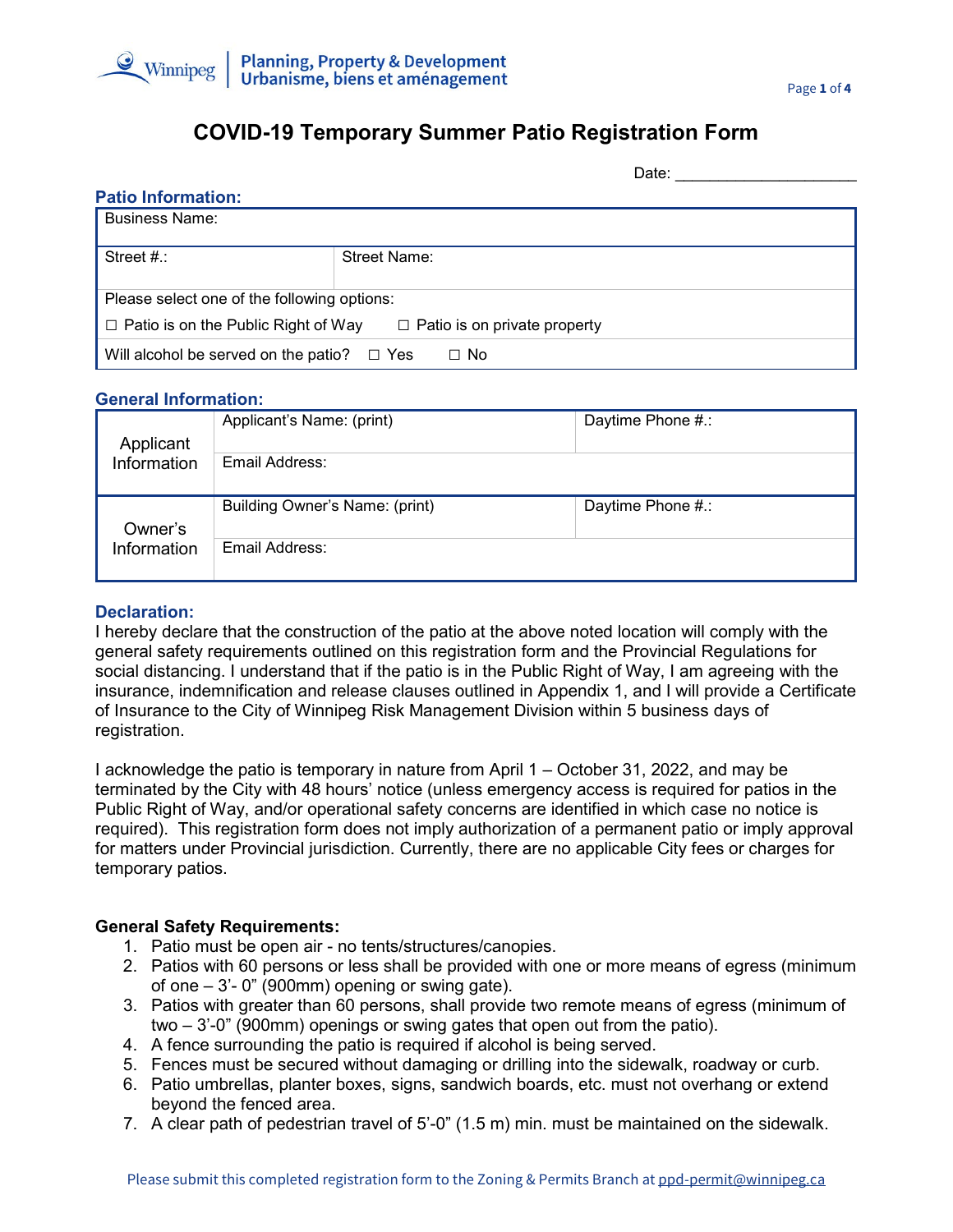# COVID-19 Temporary Summer Patio Registration Form

Date: ____________________

## Patio Information:

| Business Name: | |
|---|---|
| Street #.: | Street Name: |
| Please select one of the following options: ☐ Patio is on the Public Right of Way ☐ Patio is on private property | |
| Will alcohol be served on the patio? ☐ Yes ☐ No | |

## General Information:

| | | |
|---|---|---|
| Applicant Information | Applicant's Name: (print) | Daytime Phone #.: |
| | Email Address: | |
| Owner's Information | Building Owner's Name: (print) | Daytime Phone #.: |
| | Email Address: | |

## Declaration:

I hereby declare that the construction of the patio at the above noted location will comply with the general safety requirements outlined on this registration form and the Provincial Regulations for social distancing. I understand that if the patio is in the Public Right of Way, I am agreeing with the insurance, indemnification and release clauses outlined in Appendix 1, and I will provide a Certificate of Insurance to the City of Winnipeg Risk Management Division within 5 business days of registration.

I acknowledge the patio is temporary in nature from April 1 – October 31, 2022, and may be terminated by the City with 48 hours' notice (unless emergency access is required for patios in the Public Right of Way, and/or operational safety concerns are identified in which case no notice is required). This registration form does not imply authorization of a permanent patio or imply approval for matters under Provincial jurisdiction. Currently, there are no applicable City fees or charges for temporary patios.

**General Safety Requirements:**

1. Patio must be open air - no tents/structures/canopies.
2. Patios with 60 persons or less shall be provided with one or more means of egress (minimum of one – 3'- 0" (900mm) opening or swing gate).
3. Patios with greater than 60 persons, shall provide two remote means of egress (minimum of two – 3'-0" (900mm) openings or swing gates that open out from the patio).
4. A fence surrounding the patio is required if alcohol is being served.
5. Fences must be secured without damaging or drilling into the sidewalk, roadway or curb.
6. Patio umbrellas, planter boxes, signs, sandwich boards, etc. must not overhang or extend beyond the fenced area.
7. A clear path of pedestrian travel of 5'-0" (1.5 m) min. must be maintained on the sidewalk.

Please submit this completed registration form to the Zoning & Permits Branch at ppd-permit@winnipeg.ca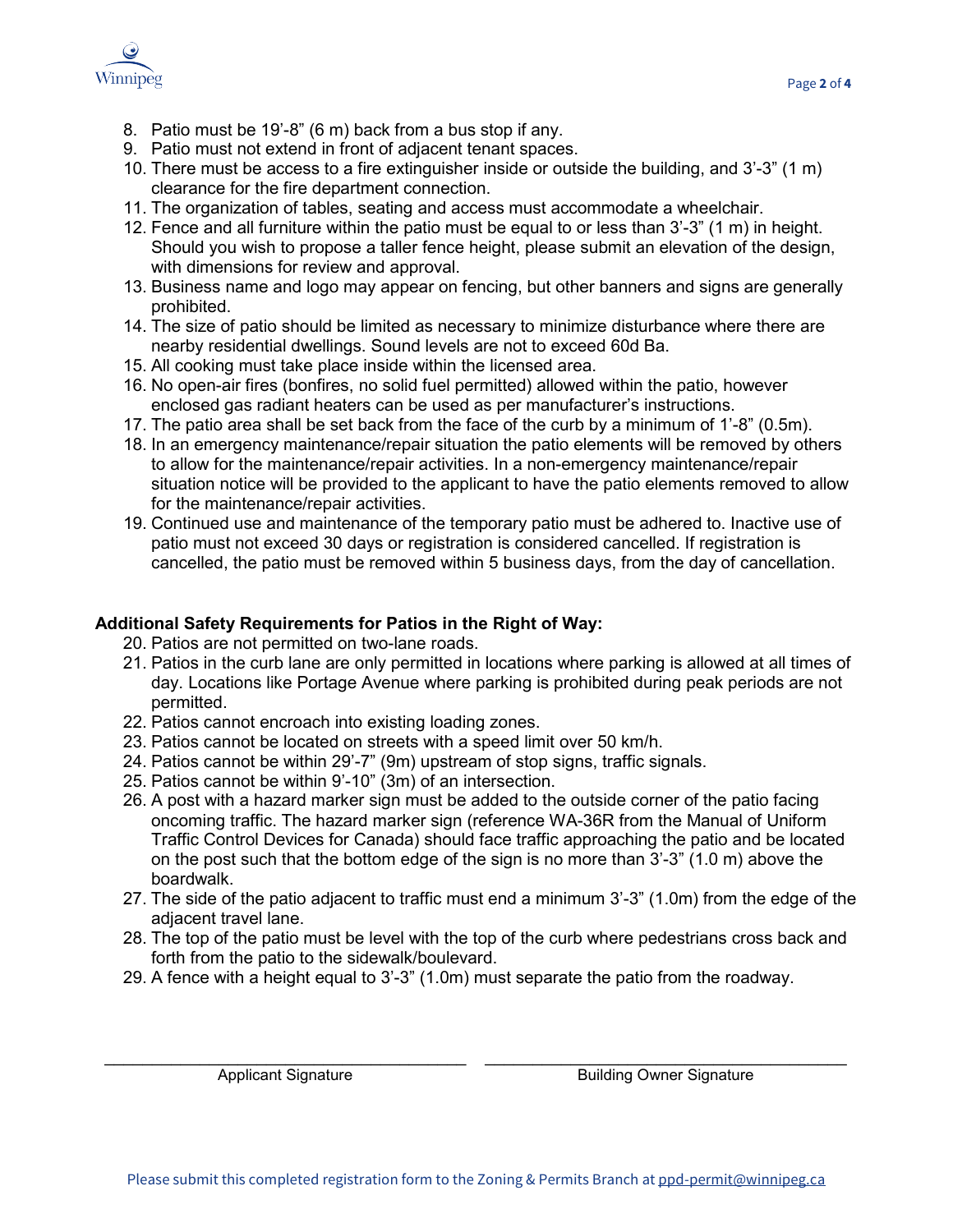8. Patio must be 19'-8" (6 m) back from a bus stop if any.
9. Patio must not extend in front of adjacent tenant spaces.
10. There must be access to a fire extinguisher inside or outside the building, and 3'-3" (1 m) clearance for the fire department connection.
11. The organization of tables, seating and access must accommodate a wheelchair.
12. Fence and all furniture within the patio must be equal to or less than 3'-3" (1 m) in height. Should you wish to propose a taller fence height, please submit an elevation of the design, with dimensions for review and approval.
13. Business name and logo may appear on fencing, but other banners and signs are generally prohibited.
14. The size of patio should be limited as necessary to minimize disturbance where there are nearby residential dwellings. Sound levels are not to exceed 60d Ba.
15. All cooking must take place inside within the licensed area.
16. No open-air fires (bonfires, no solid fuel permitted) allowed within the patio, however enclosed gas radiant heaters can be used as per manufacturer's instructions.
17. The patio area shall be set back from the face of the curb by a minimum of 1'-8" (0.5m).
18. In an emergency maintenance/repair situation the patio elements will be removed by others to allow for the maintenance/repair activities. In a non-emergency maintenance/repair situation notice will be provided to the applicant to have the patio elements removed to allow for the maintenance/repair activities.
19. Continued use and maintenance of the temporary patio must be adhered to. Inactive use of patio must not exceed 30 days or registration is considered cancelled. If registration is cancelled, the patio must be removed within 5 business days, from the day of cancellation.

**Additional Safety Requirements for Patios in the Right of Way:**

20. Patios are not permitted on two-lane roads.
21. Patios in the curb lane are only permitted in locations where parking is allowed at all times of day. Locations like Portage Avenue where parking is prohibited during peak periods are not permitted.
22. Patios cannot encroach into existing loading zones.
23. Patios cannot be located on streets with a speed limit over 50 km/h.
24. Patios cannot be within 29'-7" (9m) upstream of stop signs, traffic signals.
25. Patios cannot be within 9'-10" (3m) of an intersection.
26. A post with a hazard marker sign must be added to the outside corner of the patio facing oncoming traffic. The hazard marker sign (reference WA-36R from the Manual of Uniform Traffic Control Devices for Canada) should face traffic approaching the patio and be located on the post such that the bottom edge of the sign is no more than 3'-3" (1.0 m) above the boardwalk.
27. The side of the patio adjacent to traffic must end a minimum 3'-3" (1.0m) from the edge of the adjacent travel lane.
28. The top of the patio must be level with the top of the curb where pedestrians cross back and forth from the patio to the sidewalk/boulevard.
29. A fence with a height equal to 3'-3" (1.0m) must separate the patio from the roadway.

\_\_\_\_\_\_\_\_\_\_\_\_\_\_\_\_\_\_\_\_\_\_\_\_\_\_\_\_\_\_ Applicant Signature

\_\_\_\_\_\_\_\_\_\_\_\_\_\_\_\_\_\_\_\_\_\_\_\_\_\_\_\_\_\_ Building Owner Signature

Please submit this completed registration form to the Zoning & Permits Branch at ppd-permit@winnipeg.ca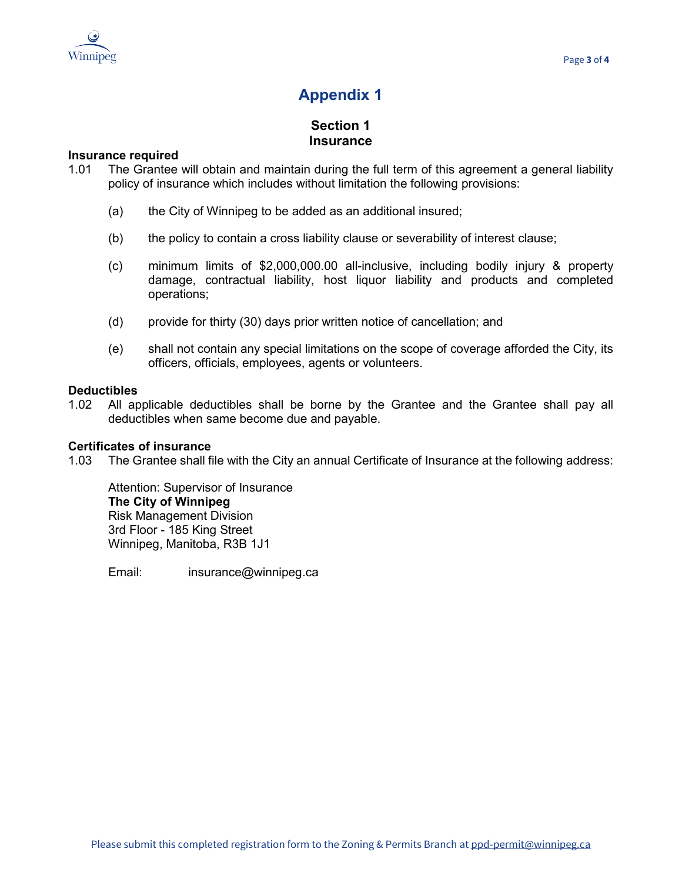# Appendix 1

## Section 1
## Insurance

**Insurance required**

1.01 The Grantee will obtain and maintain during the full term of this agreement a general liability policy of insurance which includes without limitation the following provisions:

(a) the City of Winnipeg to be added as an additional insured;

(b) the policy to contain a cross liability clause or severability of interest clause;

(c) minimum limits of $2,000,000.00 all-inclusive, including bodily injury & property damage, contractual liability, host liquor liability and products and completed operations;

(d) provide for thirty (30) days prior written notice of cancellation; and

(e) shall not contain any special limitations on the scope of coverage afforded the City, its officers, officials, employees, agents or volunteers.

**Deductibles**

1.02 All applicable deductibles shall be borne by the Grantee and the Grantee shall pay all deductibles when same become due and payable.

**Certificates of insurance**

1.03 The Grantee shall file with the City an annual Certificate of Insurance at the following address:

Attention: Supervisor of Insurance
**The City of Winnipeg**
Risk Management Division
3rd Floor - 185 King Street
Winnipeg, Manitoba, R3B 1J1

Email: insurance@winnipeg.ca

Please submit this completed registration form to the Zoning & Permits Branch at ppd-permit@winnipeg.ca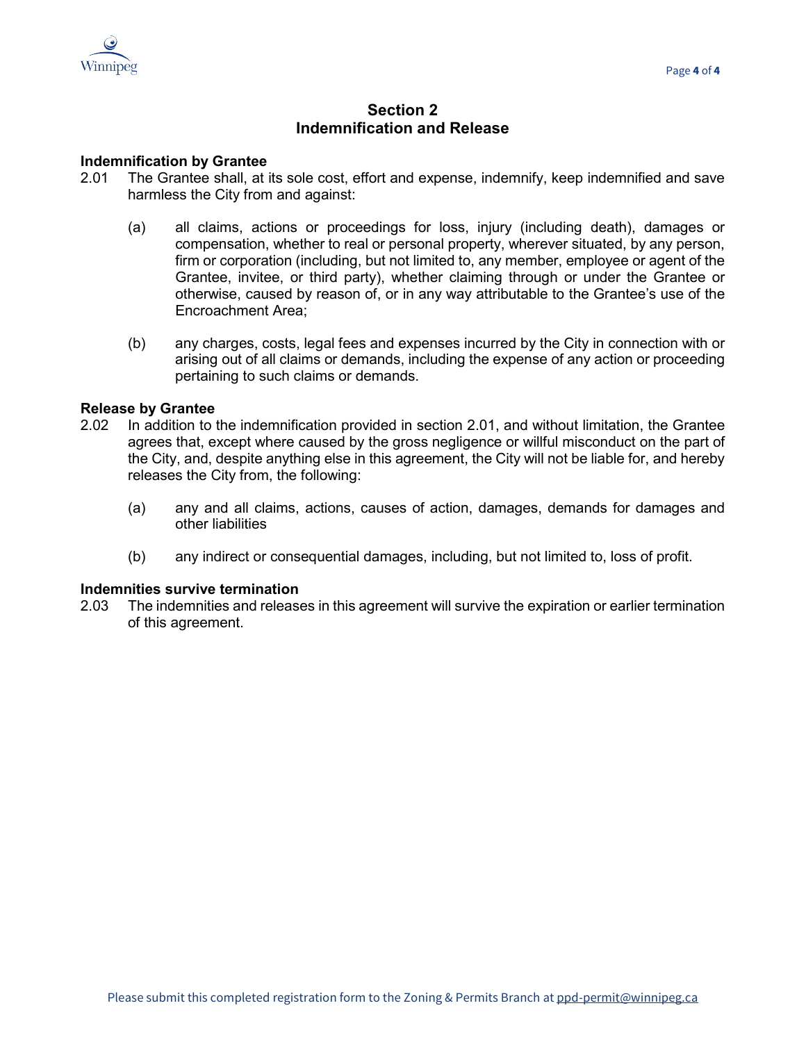## Section 2
## Indemnification and Release

**Indemnification by Grantee**

2.01 The Grantee shall, at its sole cost, effort and expense, indemnify, keep indemnified and save harmless the City from and against:

(a) all claims, actions or proceedings for loss, injury (including death), damages or compensation, whether to real or personal property, wherever situated, by any person, firm or corporation (including, but not limited to, any member, employee or agent of the Grantee, invitee, or third party), whether claiming through or under the Grantee or otherwise, caused by reason of, or in any way attributable to the Grantee's use of the Encroachment Area;

(b) any charges, costs, legal fees and expenses incurred by the City in connection with or arising out of all claims or demands, including the expense of any action or proceeding pertaining to such claims or demands.

**Release by Grantee**

2.02 In addition to the indemnification provided in section 2.01, and without limitation, the Grantee agrees that, except where caused by the gross negligence or willful misconduct on the part of the City, and, despite anything else in this agreement, the City will not be liable for, and hereby releases the City from, the following:

(a) any and all claims, actions, causes of action, damages, demands for damages and other liabilities

(b) any indirect or consequential damages, including, but not limited to, loss of profit.

**Indemnities survive termination**

2.03 The indemnities and releases in this agreement will survive the expiration or earlier termination of this agreement.

Please submit this completed registration form to the Zoning & Permits Branch at ppd-permit@winnipeg.ca